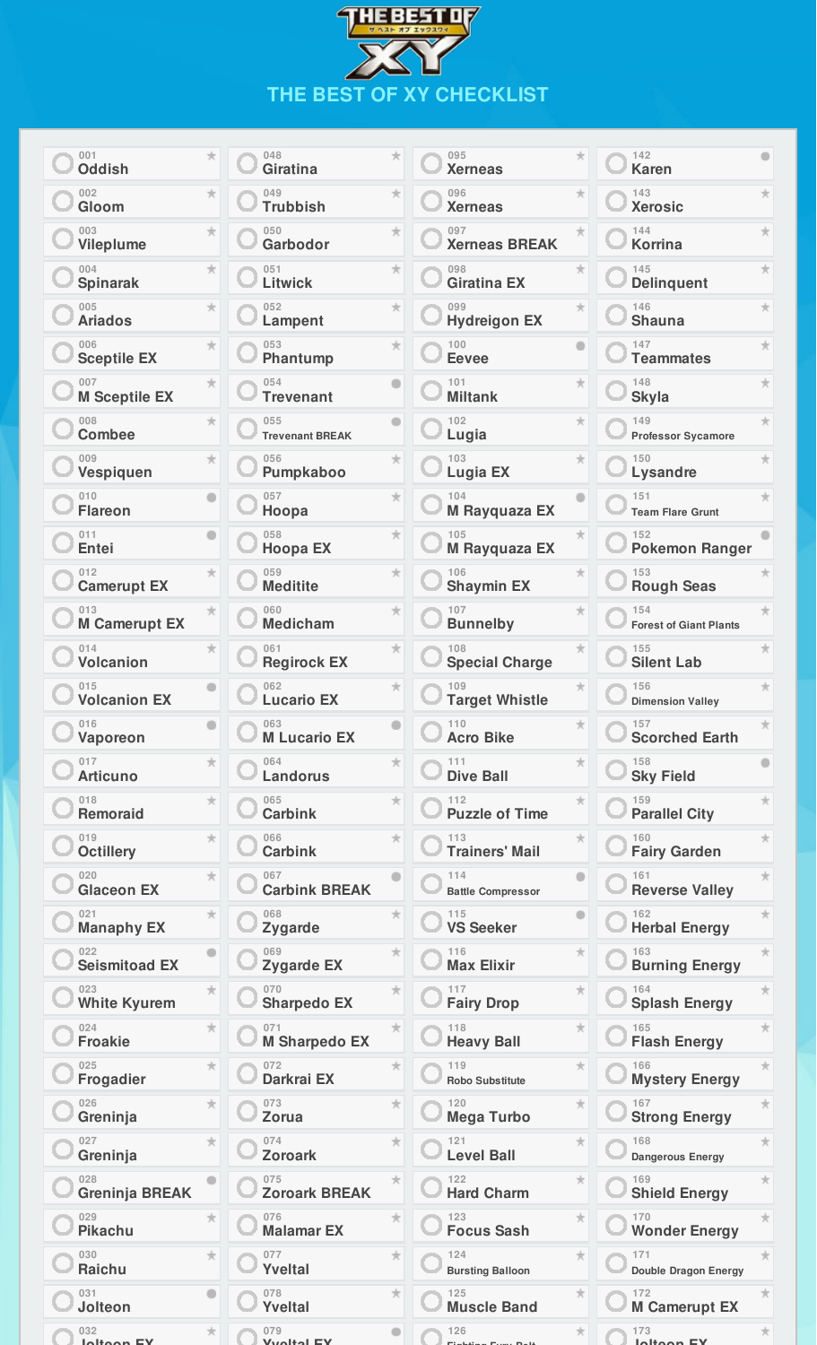# THE BEST OF XY

## THE BEST OF XY CHECKLIST

- 001 Oddish
- 002 Gloom
- 003 Vileplume
- 004 Spinarak
- 005 Ariados
- 006 Sceptile EX
- 007 M Sceptile EX
- 008 Combee
- 009 Vespiquen
- 010 Flareon
- 011 Entei
- 012 Camerupt EX
- 013 M Camerupt EX
- 014 Volcanion
- 015 Volcanion EX
- 016 Vaporeon
- 017 Articuno
- 018 Remoraid
- 019 Octillery
- 020 Glaceon EX
- 021 Manaphy EX
- 022 Seismitoad EX
- 023 White Kyurem
- 024 Froakie
- 025 Frogadier
- 026 Greninja
- 027 Greninja
- 028 Greninja BREAK
- 029 Pikachu
- 030 Raichu
- 031 Jolteon
- 032 Jolteon EX
- 048 Giratina
- 049 Trubbish
- 050 Garbodor
- 051 Litwick
- 052 Lampent
- 053 Phantump
- 054 Trevenant
- 055 Trevenant BREAK
- 056 Pumpkaboo
- 057 Hoopa
- 058 Hoopa EX
- 059 Meditite
- 060 Medicham
- 061 Regirock EX
- 062 Lucario EX
- 063 M Lucario EX
- 064 Landorus
- 065 Carbink
- 066 Carbink
- 067 Carbink BREAK
- 068 Zygarde
- 069 Zygarde EX
- 070 Sharpedo EX
- 071 M Sharpedo EX
- 072 Darkrai EX
- 073 Zorua
- 074 Zoroark
- 075 Zoroark BREAK
- 076 Malamar EX
- 077 Yveltal
- 078 Yveltal
- 079 Yveltal EX
- 095 Xerneas
- 096 Xerneas
- 097 Xerneas BREAK
- 098 Giratina EX
- 099 Hydreigon EX
- 100 Eevee
- 101 Miltank
- 102 Lugia
- 103 Lugia EX
- 104 M Rayquaza EX
- 105 M Rayquaza EX
- 106 Shaymin EX
- 107 Bunnelby
- 108 Special Charge
- 109 Target Whistle
- 110 Acro Bike
- 111 Dive Ball
- 112 Puzzle of Time
- 113 Trainers' Mail
- 114 Battle Compressor
- 115 VS Seeker
- 116 Max Elixir
- 117 Fairy Drop
- 118 Heavy Ball
- 119 Robo Substitute
- 120 Mega Turbo
- 121 Level Ball
- 122 Hard Charm
- 123 Focus Sash
- 124 Bursting Balloon
- 125 Muscle Band
- 126 Fighting Fury Belt
- 142 Karen
- 143 Xerosic
- 144 Korrina
- 145 Delinquent
- 146 Shauna
- 147 Teammates
- 148 Skyla
- 149 Professor Sycamore
- 150 Lysandre
- 151 Team Flare Grunt
- 152 Pokemon Ranger
- 153 Rough Seas
- 154 Forest of Giant Plants
- 155 Silent Lab
- 156 Dimension Valley
- 157 Scorched Earth
- 158 Sky Field
- 159 Parallel City
- 160 Fairy Garden
- 161 Reverse Valley
- 162 Herbal Energy
- 163 Burning Energy
- 164 Splash Energy
- 165 Flash Energy
- 166 Mystery Energy
- 167 Strong Energy
- 168 Dangerous Energy
- 169 Shield Energy
- 170 Wonder Energy
- 171 Double Dragon Energy
- 172 M Camerupt EX
- 173 Jolteon EX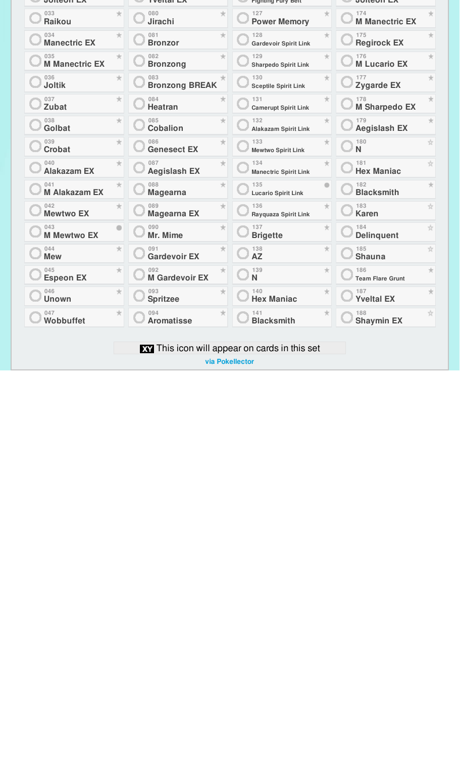| | | | |
|---|---|---|---|
| 033 Raikou | 080 Jirachi | 127 Power Memory | 174 M Manectric EX |
| 034 Manectric EX | 081 Bronzor | 128 Gardevoir Spirit Link | 175 Regirock EX |
| 035 M Manectric EX | 082 Bronzong | 129 Sharpedo Spirit Link | 176 M Lucario EX |
| 036 Joltik | 083 Bronzong BREAK | 130 Sceptile Spirit Link | 177 Zygarde EX |
| 037 Zubat | 084 Heatran | 131 Camerupt Spirit Link | 178 M Sharpedo EX |
| 038 Golbat | 085 Cobalion | 132 Alakazam Spirit Link | 179 Aegislash EX |
| 039 Crobat | 086 Genesect EX | 133 Mewtwo Spirit Link | 180 N |
| 040 Alakazam EX | 087 Aegislash EX | 134 Manectric Spirit Link | 181 Hex Maniac |
| 041 M Alakazam EX | 088 Magearna | 135 Lucario Spirit Link | 182 Blacksmith |
| 042 Mewtwo EX | 089 Magearna EX | 136 Rayquaza Spirit Link | 183 Karen |
| 043 M Mewtwo EX | 090 Mr. Mime | 137 Brigette | 184 Delinquent |
| 044 Mew | 091 Gardevoir EX | 138 AZ | 185 Shauna |
| 045 Espeon EX | 092 M Gardevoir EX | 139 N | 186 Team Flare Grunt |
| 046 Unown | 093 Spritzee | 140 Hex Maniac | 187 Yveltal EX |
| 047 Wobbuffet | 094 Aromatisse | 141 Blacksmith | 188 Shaymin EX |

XY This icon will appear on cards in this set

via Pokellector